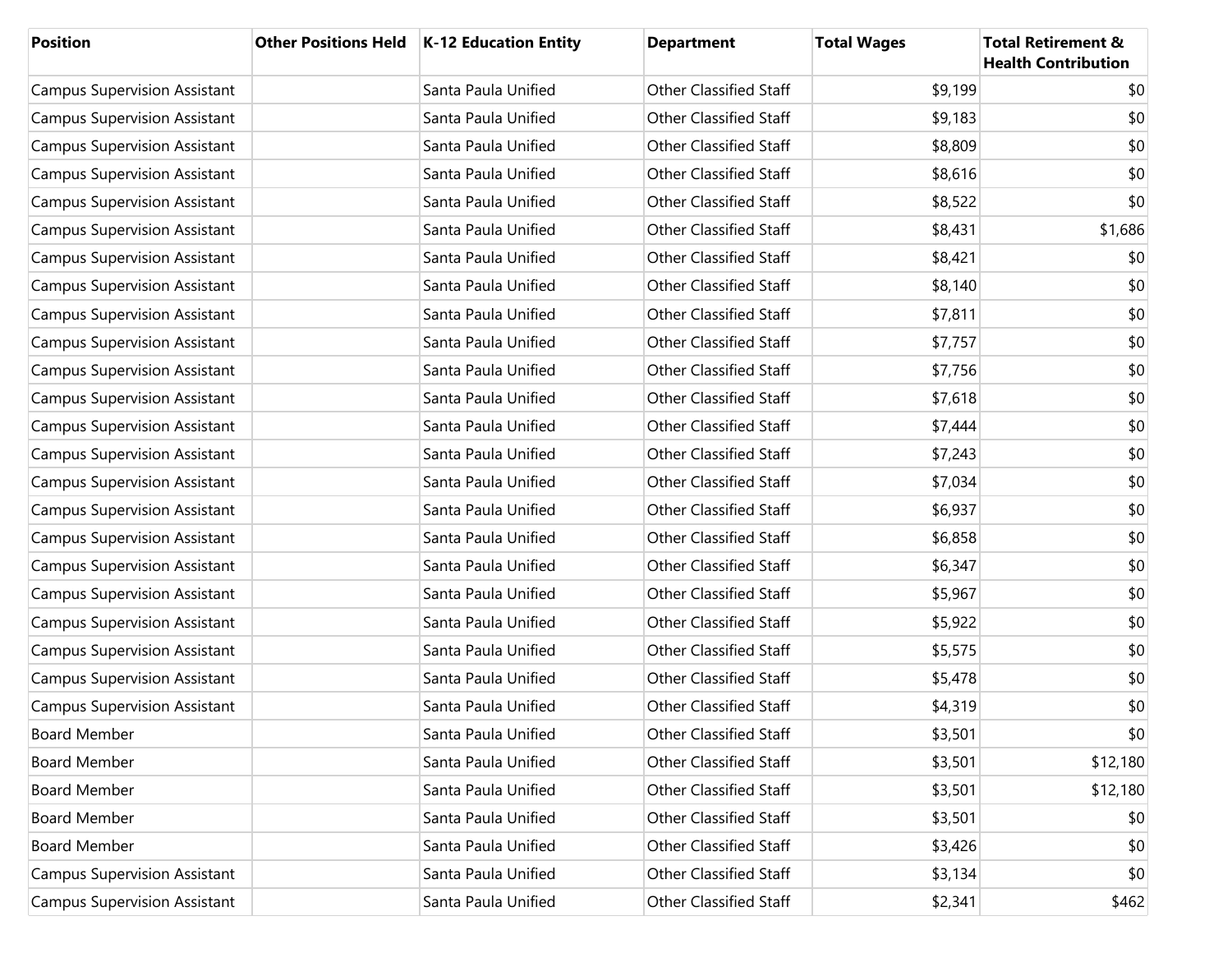| Position | Other Positions Held | K-12 Education Entity | Department | Total Wages | Total Retirement & Health Contribution |
|---|---|---|---|---|---|
| Campus Supervision Assistant | | Santa Paula Unified | Other Classified Staff | $9,199 | $0 |
| Campus Supervision Assistant | | Santa Paula Unified | Other Classified Staff | $9,183 | $0 |
| Campus Supervision Assistant | | Santa Paula Unified | Other Classified Staff | $8,809 | $0 |
| Campus Supervision Assistant | | Santa Paula Unified | Other Classified Staff | $8,616 | $0 |
| Campus Supervision Assistant | | Santa Paula Unified | Other Classified Staff | $8,522 | $0 |
| Campus Supervision Assistant | | Santa Paula Unified | Other Classified Staff | $8,431 | $1,686 |
| Campus Supervision Assistant | | Santa Paula Unified | Other Classified Staff | $8,421 | $0 |
| Campus Supervision Assistant | | Santa Paula Unified | Other Classified Staff | $8,140 | $0 |
| Campus Supervision Assistant | | Santa Paula Unified | Other Classified Staff | $7,811 | $0 |
| Campus Supervision Assistant | | Santa Paula Unified | Other Classified Staff | $7,757 | $0 |
| Campus Supervision Assistant | | Santa Paula Unified | Other Classified Staff | $7,756 | $0 |
| Campus Supervision Assistant | | Santa Paula Unified | Other Classified Staff | $7,618 | $0 |
| Campus Supervision Assistant | | Santa Paula Unified | Other Classified Staff | $7,444 | $0 |
| Campus Supervision Assistant | | Santa Paula Unified | Other Classified Staff | $7,243 | $0 |
| Campus Supervision Assistant | | Santa Paula Unified | Other Classified Staff | $7,034 | $0 |
| Campus Supervision Assistant | | Santa Paula Unified | Other Classified Staff | $6,937 | $0 |
| Campus Supervision Assistant | | Santa Paula Unified | Other Classified Staff | $6,858 | $0 |
| Campus Supervision Assistant | | Santa Paula Unified | Other Classified Staff | $6,347 | $0 |
| Campus Supervision Assistant | | Santa Paula Unified | Other Classified Staff | $5,967 | $0 |
| Campus Supervision Assistant | | Santa Paula Unified | Other Classified Staff | $5,922 | $0 |
| Campus Supervision Assistant | | Santa Paula Unified | Other Classified Staff | $5,575 | $0 |
| Campus Supervision Assistant | | Santa Paula Unified | Other Classified Staff | $5,478 | $0 |
| Campus Supervision Assistant | | Santa Paula Unified | Other Classified Staff | $4,319 | $0 |
| Board Member | | Santa Paula Unified | Other Classified Staff | $3,501 | $0 |
| Board Member | | Santa Paula Unified | Other Classified Staff | $3,501 | $12,180 |
| Board Member | | Santa Paula Unified | Other Classified Staff | $3,501 | $12,180 |
| Board Member | | Santa Paula Unified | Other Classified Staff | $3,501 | $0 |
| Board Member | | Santa Paula Unified | Other Classified Staff | $3,426 | $0 |
| Campus Supervision Assistant | | Santa Paula Unified | Other Classified Staff | $3,134 | $0 |
| Campus Supervision Assistant | | Santa Paula Unified | Other Classified Staff | $2,341 | $462 |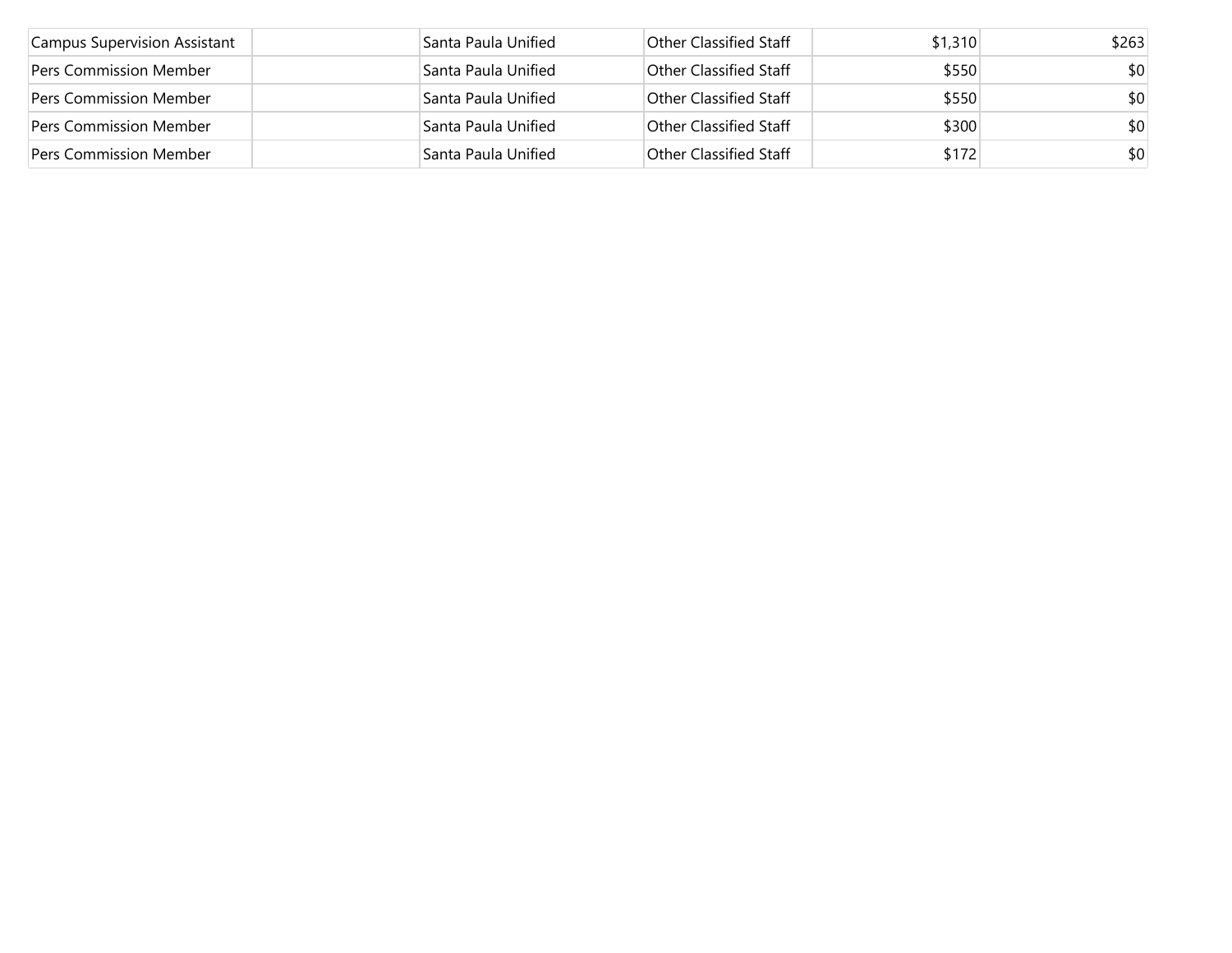| | | | | | |
|---|---|---|---|---|---|
| Campus Supervision Assistant | | Santa Paula Unified | Other Classified Staff | $1,310 | $263 |
| Pers Commission Member | | Santa Paula Unified | Other Classified Staff | $550 | $0 |
| Pers Commission Member | | Santa Paula Unified | Other Classified Staff | $550 | $0 |
| Pers Commission Member | | Santa Paula Unified | Other Classified Staff | $300 | $0 |
| Pers Commission Member | | Santa Paula Unified | Other Classified Staff | $172 | $0 |